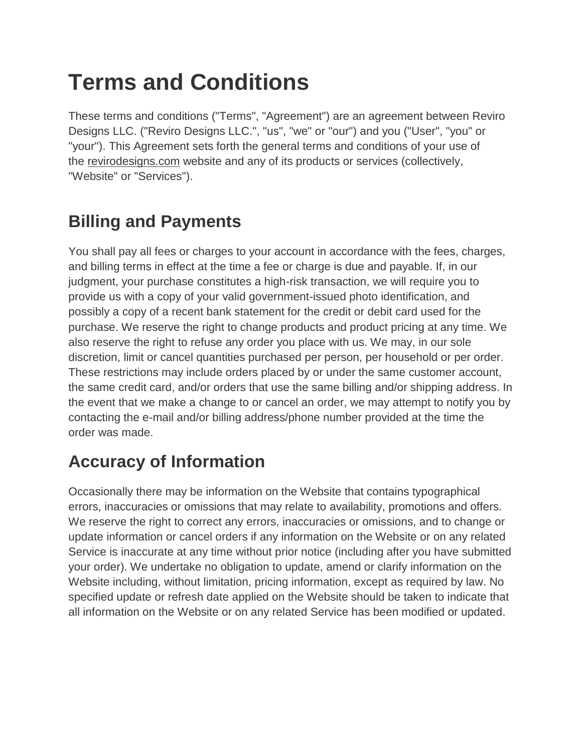# Terms and Conditions

These terms and conditions ("Terms", "Agreement") are an agreement between Reviro Designs LLC. ("Reviro Designs LLC.", "us", "we" or "our") and you ("User", "you" or "your"). This Agreement sets forth the general terms and conditions of your use of the revirodesigns.com website and any of its products or services (collectively, "Website" or "Services").

## Billing and Payments

You shall pay all fees or charges to your account in accordance with the fees, charges, and billing terms in effect at the time a fee or charge is due and payable. If, in our judgment, your purchase constitutes a high-risk transaction, we will require you to provide us with a copy of your valid government-issued photo identification, and possibly a copy of a recent bank statement for the credit or debit card used for the purchase. We reserve the right to change products and product pricing at any time. We also reserve the right to refuse any order you place with us. We may, in our sole discretion, limit or cancel quantities purchased per person, per household or per order. These restrictions may include orders placed by or under the same customer account, the same credit card, and/or orders that use the same billing and/or shipping address. In the event that we make a change to or cancel an order, we may attempt to notify you by contacting the e-mail and/or billing address/phone number provided at the time the order was made.

## Accuracy of Information

Occasionally there may be information on the Website that contains typographical errors, inaccuracies or omissions that may relate to availability, promotions and offers. We reserve the right to correct any errors, inaccuracies or omissions, and to change or update information or cancel orders if any information on the Website or on any related Service is inaccurate at any time without prior notice (including after you have submitted your order). We undertake no obligation to update, amend or clarify information on the Website including, without limitation, pricing information, except as required by law. No specified update or refresh date applied on the Website should be taken to indicate that all information on the Website or on any related Service has been modified or updated.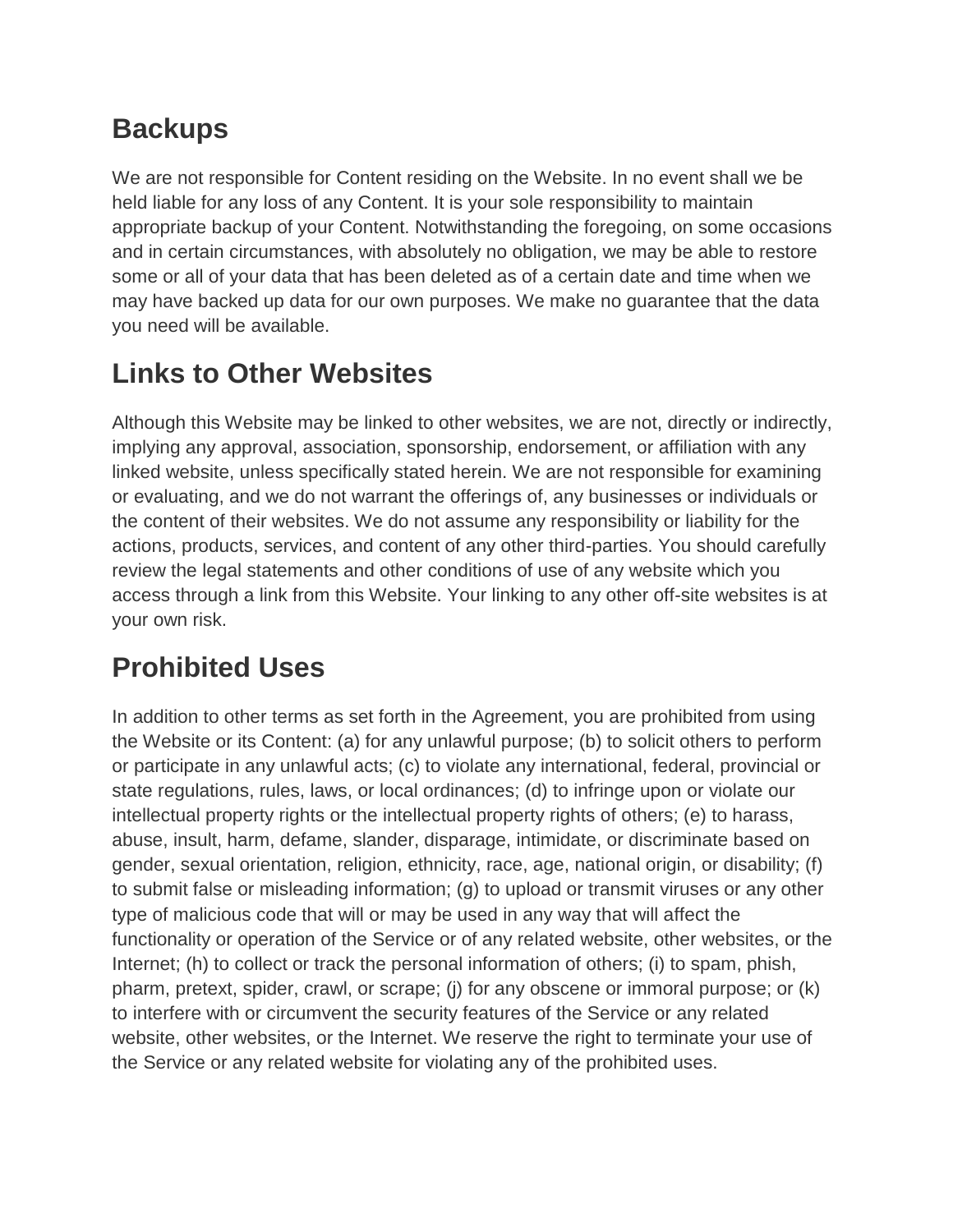## Backups

We are not responsible for Content residing on the Website. In no event shall we be held liable for any loss of any Content. It is your sole responsibility to maintain appropriate backup of your Content. Notwithstanding the foregoing, on some occasions and in certain circumstances, with absolutely no obligation, we may be able to restore some or all of your data that has been deleted as of a certain date and time when we may have backed up data for our own purposes. We make no guarantee that the data you need will be available.

## Links to Other Websites

Although this Website may be linked to other websites, we are not, directly or indirectly, implying any approval, association, sponsorship, endorsement, or affiliation with any linked website, unless specifically stated herein. We are not responsible for examining or evaluating, and we do not warrant the offerings of, any businesses or individuals or the content of their websites. We do not assume any responsibility or liability for the actions, products, services, and content of any other third-parties. You should carefully review the legal statements and other conditions of use of any website which you access through a link from this Website. Your linking to any other off-site websites is at your own risk.

## Prohibited Uses

In addition to other terms as set forth in the Agreement, you are prohibited from using the Website or its Content: (a) for any unlawful purpose; (b) to solicit others to perform or participate in any unlawful acts; (c) to violate any international, federal, provincial or state regulations, rules, laws, or local ordinances; (d) to infringe upon or violate our intellectual property rights or the intellectual property rights of others; (e) to harass, abuse, insult, harm, defame, slander, disparage, intimidate, or discriminate based on gender, sexual orientation, religion, ethnicity, race, age, national origin, or disability; (f) to submit false or misleading information; (g) to upload or transmit viruses or any other type of malicious code that will or may be used in any way that will affect the functionality or operation of the Service or of any related website, other websites, or the Internet; (h) to collect or track the personal information of others; (i) to spam, phish, pharm, pretext, spider, crawl, or scrape; (j) for any obscene or immoral purpose; or (k) to interfere with or circumvent the security features of the Service or any related website, other websites, or the Internet. We reserve the right to terminate your use of the Service or any related website for violating any of the prohibited uses.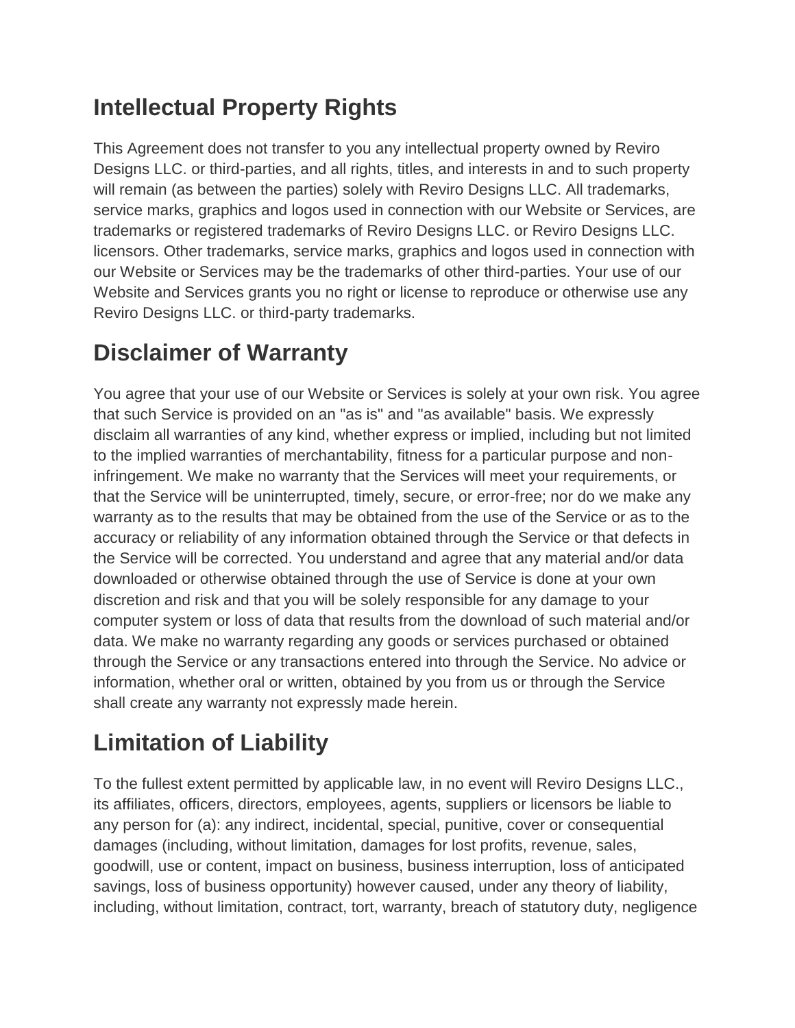## Intellectual Property Rights

This Agreement does not transfer to you any intellectual property owned by Reviro Designs LLC. or third-parties, and all rights, titles, and interests in and to such property will remain (as between the parties) solely with Reviro Designs LLC. All trademarks, service marks, graphics and logos used in connection with our Website or Services, are trademarks or registered trademarks of Reviro Designs LLC. or Reviro Designs LLC. licensors. Other trademarks, service marks, graphics and logos used in connection with our Website or Services may be the trademarks of other third-parties. Your use of our Website and Services grants you no right or license to reproduce or otherwise use any Reviro Designs LLC. or third-party trademarks.

## Disclaimer of Warranty

You agree that your use of our Website or Services is solely at your own risk. You agree that such Service is provided on an "as is" and "as available" basis. We expressly disclaim all warranties of any kind, whether express or implied, including but not limited to the implied warranties of merchantability, fitness for a particular purpose and non-infringement. We make no warranty that the Services will meet your requirements, or that the Service will be uninterrupted, timely, secure, or error-free; nor do we make any warranty as to the results that may be obtained from the use of the Service or as to the accuracy or reliability of any information obtained through the Service or that defects in the Service will be corrected. You understand and agree that any material and/or data downloaded or otherwise obtained through the use of Service is done at your own discretion and risk and that you will be solely responsible for any damage to your computer system or loss of data that results from the download of such material and/or data. We make no warranty regarding any goods or services purchased or obtained through the Service or any transactions entered into through the Service. No advice or information, whether oral or written, obtained by you from us or through the Service shall create any warranty not expressly made herein.

## Limitation of Liability

To the fullest extent permitted by applicable law, in no event will Reviro Designs LLC., its affiliates, officers, directors, employees, agents, suppliers or licensors be liable to any person for (a): any indirect, incidental, special, punitive, cover or consequential damages (including, without limitation, damages for lost profits, revenue, sales, goodwill, use or content, impact on business, business interruption, loss of anticipated savings, loss of business opportunity) however caused, under any theory of liability, including, without limitation, contract, tort, warranty, breach of statutory duty, negligence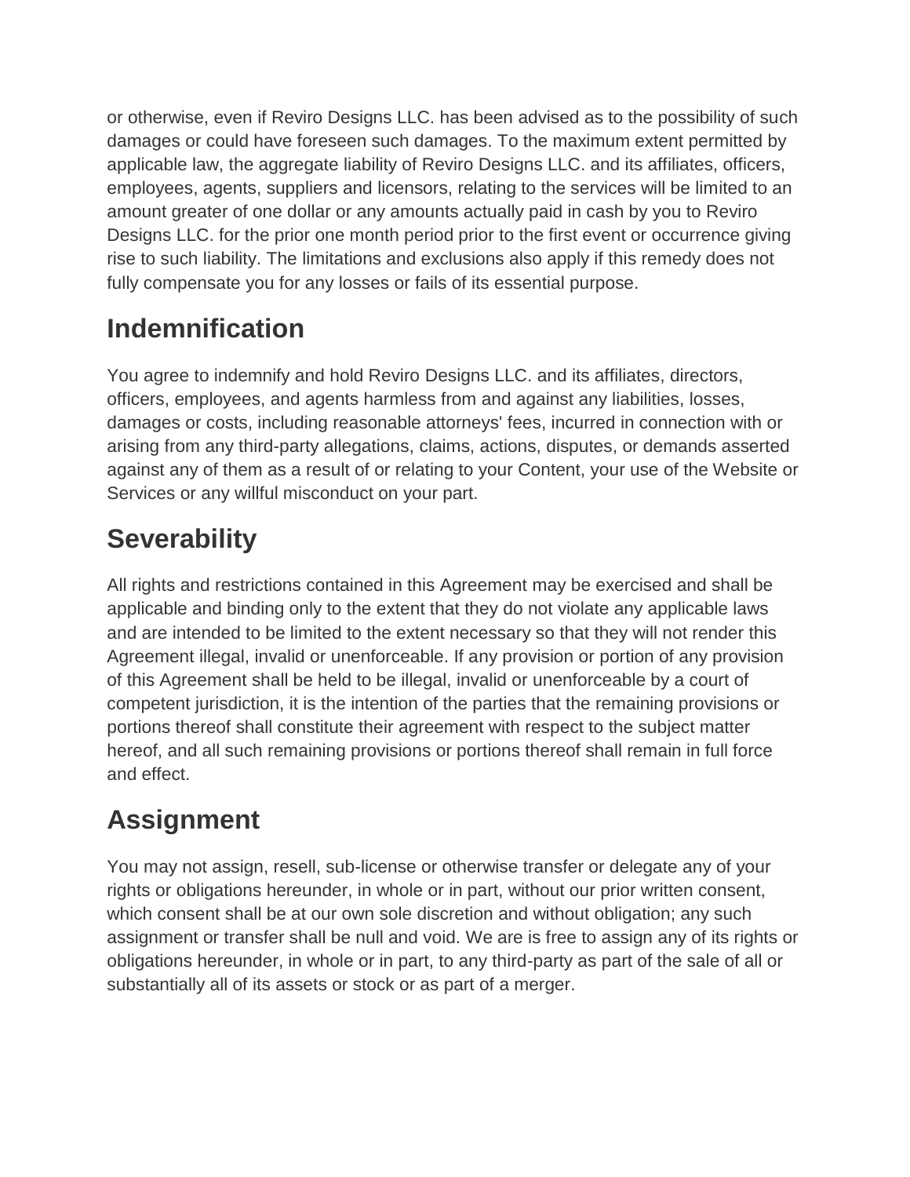or otherwise, even if Reviro Designs LLC. has been advised as to the possibility of such damages or could have foreseen such damages. To the maximum extent permitted by applicable law, the aggregate liability of Reviro Designs LLC. and its affiliates, officers, employees, agents, suppliers and licensors, relating to the services will be limited to an amount greater of one dollar or any amounts actually paid in cash by you to Reviro Designs LLC. for the prior one month period prior to the first event or occurrence giving rise to such liability. The limitations and exclusions also apply if this remedy does not fully compensate you for any losses or fails of its essential purpose.

## Indemnification

You agree to indemnify and hold Reviro Designs LLC. and its affiliates, directors, officers, employees, and agents harmless from and against any liabilities, losses, damages or costs, including reasonable attorneys' fees, incurred in connection with or arising from any third-party allegations, claims, actions, disputes, or demands asserted against any of them as a result of or relating to your Content, your use of the Website or Services or any willful misconduct on your part.

## Severability

All rights and restrictions contained in this Agreement may be exercised and shall be applicable and binding only to the extent that they do not violate any applicable laws and are intended to be limited to the extent necessary so that they will not render this Agreement illegal, invalid or unenforceable. If any provision or portion of any provision of this Agreement shall be held to be illegal, invalid or unenforceable by a court of competent jurisdiction, it is the intention of the parties that the remaining provisions or portions thereof shall constitute their agreement with respect to the subject matter hereof, and all such remaining provisions or portions thereof shall remain in full force and effect.

## Assignment

You may not assign, resell, sub-license or otherwise transfer or delegate any of your rights or obligations hereunder, in whole or in part, without our prior written consent, which consent shall be at our own sole discretion and without obligation; any such assignment or transfer shall be null and void. We are is free to assign any of its rights or obligations hereunder, in whole or in part, to any third-party as part of the sale of all or substantially all of its assets or stock or as part of a merger.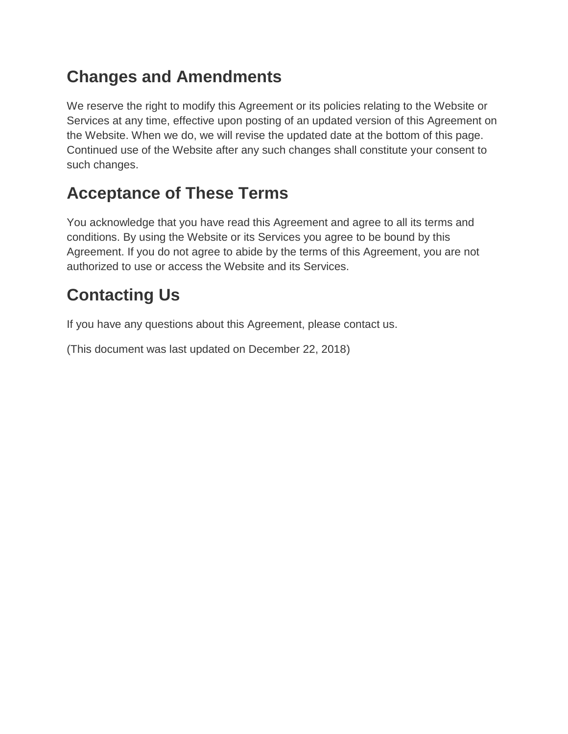## Changes and Amendments

We reserve the right to modify this Agreement or its policies relating to the Website or Services at any time, effective upon posting of an updated version of this Agreement on the Website. When we do, we will revise the updated date at the bottom of this page. Continued use of the Website after any such changes shall constitute your consent to such changes.

## Acceptance of These Terms

You acknowledge that you have read this Agreement and agree to all its terms and conditions. By using the Website or its Services you agree to be bound by this Agreement. If you do not agree to abide by the terms of this Agreement, you are not authorized to use or access the Website and its Services.

## Contacting Us

If you have any questions about this Agreement, please contact us.

(This document was last updated on December 22, 2018)